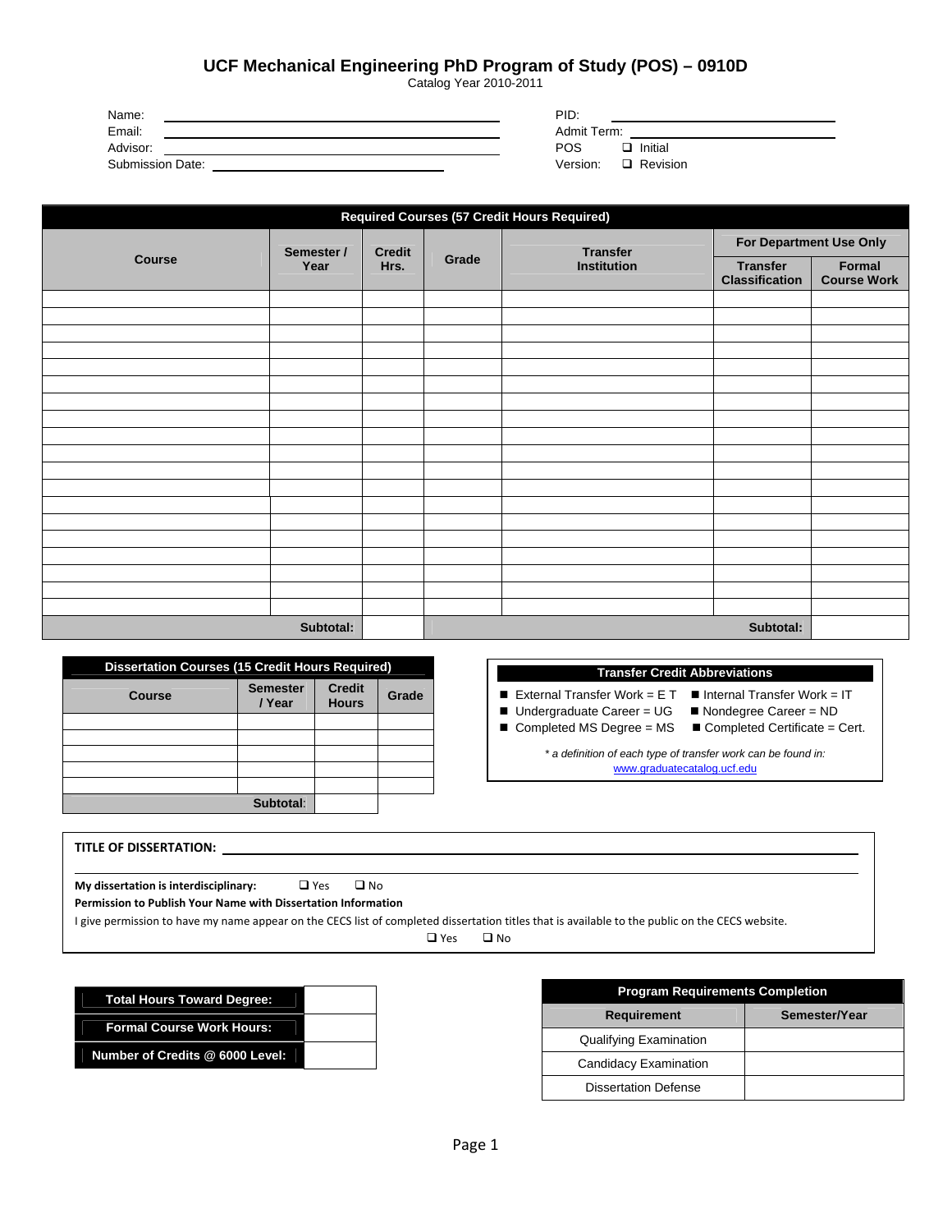# UCF Mechanical Engineering PhD Program of Study (POS) – 0910D

Catalog Year 2010-2011

Name: \_\_\_\_\_\_\_\_\_\_\_\_\_\_\_\_\_\_\_\_\_\_\_\_\_\_\_\_\_\_

Email: \_\_\_\_\_\_\_\_\_\_\_\_\_\_\_\_\_\_\_\_\_\_\_\_\_\_\_\_\_\_

Advisor: \_\_\_\_\_\_\_\_\_\_\_\_\_\_\_\_\_\_\_\_\_\_\_\_\_\_\_\_\_\_

Submission Date: \_\_\_\_\_\_\_\_\_\_\_\_\_\_\_\_\_\_\_\_\_\_\_\_

PID: \_\_\_\_\_\_\_\_\_\_\_\_\_\_\_\_\_\_\_\_\_\_\_\_

Admit Term: \_\_\_\_\_\_\_\_\_\_\_\_\_\_\_\_\_\_\_\_\_\_\_\_

POS Version: ❑ Initial ❑ Revision

| Required Courses (57 Credit Hours Required) | | | | | | |
|---|---|---|---|---|---|---|
| | | | | | For Department Use Only | |
| Course | Semester / Year | Credit Hrs. | Grade | Transfer Institution | Transfer Classification | Formal Course Work |
| | | | | | | |
| | | | | | | |
| | | | | | | |
| | | | | | | |
| | | | | | | |
| | | | | | | |
| | | | | | | |
| | | | | | | |
| | | | | | | |
| | | | | | | |
| | | | | | | |
| | | | | | | |
| | | | | | | |
| | | | | | | |
| | | | | | | |
| | | | | | | |
| | | | | | | |
| | | | | | | |
| | | | | | | |
| | Subtotal: | | | | Subtotal: | |

| Dissertation Courses (15 Credit Hours Required) | | | |
|---|---|---|---|
| Course | Semester / Year | Credit Hours | Grade |
| | | | |
| | | | |
| | | | |
| | | | |
| | | | |
| Subtotal: | | | |

**Transfer Credit Abbreviations**

- External Transfer Work = E T
- Internal Transfer Work = IT
- Undergraduate Career = UG
- Nondegree Career = ND
- Completed MS Degree = MS
- Completed Certificate = Cert.

*\* a definition of each type of transfer work can be found in:* www.graduatecatalog.ucf.edu

**TITLE OF DISSERTATION:** \_\_\_\_\_\_\_\_\_\_\_\_\_\_\_\_\_\_\_\_\_\_\_\_\_\_\_\_\_\_\_\_\_\_\_\_\_\_\_\_

**My dissertation is interdisciplinary:** ❑ Yes ❑ No

**Permission to Publish Your Name with Dissertation Information**

I give permission to have my name appear on the CECS list of completed dissertation titles that is available to the public on the CECS website.

❑ Yes ❑ No

| | |
|---|---|
| **Total Hours Toward Degree:** | |
| **Formal Course Work Hours:** | |
| **Number of Credits @ 6000 Level:** | |

| Program Requirements Completion | |
|---|---|
| Requirement | Semester/Year |
| Qualifying Examination | |
| Candidacy Examination | |
| Dissertation Defense | |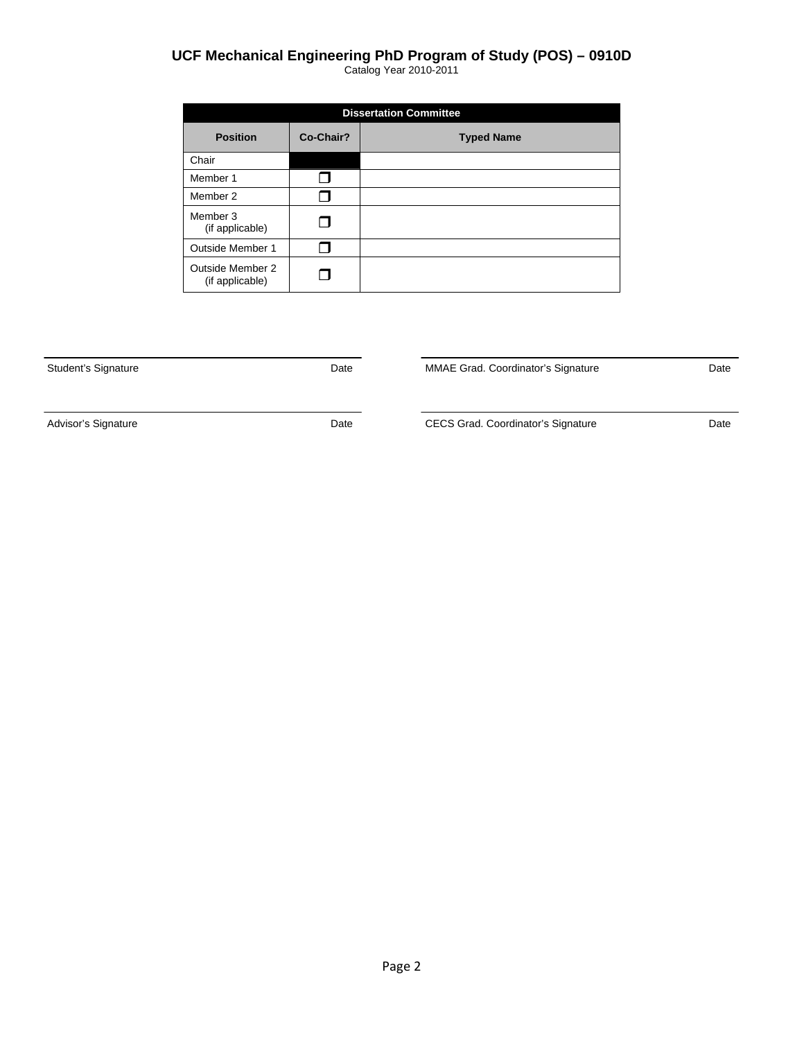# UCF Mechanical Engineering PhD Program of Study (POS) – 0910D

Catalog Year 2010-2011

| Dissertation Committee | | |
|---|---|---|
| **Position** | **Co-Chair?** | **Typed Name** |
| Chair | | |
| Member 1 | ❒ | |
| Member 2 | ❒ | |
| Member 3 (if applicable) | ❒ | |
| Outside Member 1 | ❒ | |
| Outside Member 2 (if applicable) | ❒ | |

Student's Signature    Date

MMAE Grad. Coordinator's Signature    Date

Advisor's Signature    Date

CECS Grad. Coordinator's Signature    Date